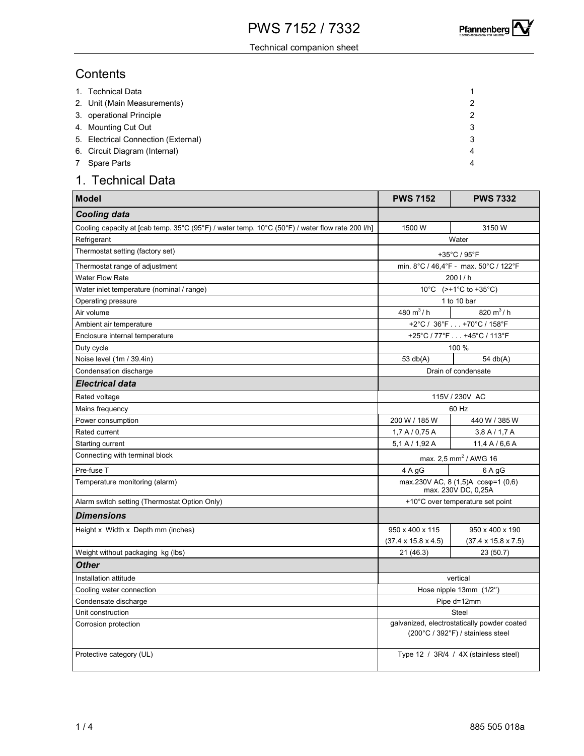# PWS 7152 / 7332

Technical companion sheet

## Contents

| | |
|---|---|
| 1. Technical Data | 1 |
| 2. Unit (Main Measurements) | 2 |
| 3. operational Principle | 2 |
| 4. Mounting Cut Out | 3 |
| 5. Electrical Connection (External) | 3 |
| 6. Circuit Diagram (Internal) | 4 |
| 7 Spare Parts | 4 |

## 1. Technical Data

| **Model** | **PWS 7152** | **PWS 7332** |
|---|---|---|
| ***Cooling data*** | | |
| Cooling capacity at [cab temp. 35°C (95°F) / water temp. 10°C (50°F) / water flow rate 200 l/h] | 1500 W | 3150 W |
| Refrigerant | Water | |
| Thermostat setting (factory set) | +35°C / 95°F | |
| Thermostat range of adjustment | min. 8°C / 46,4°F - max. 50°C / 122°F | |
| Water Flow Rate | 200 l / h | |
| Water inlet temperature (nominal / range) | 10°C (>+1°C to +35°C) | |
| Operating pressure | 1 to 10 bar | |
| Air volume | 480 $m^3$ / h | 820 $m^3$ / h |
| Ambient air temperature | +2°C / 36°F . . . +70°C / 158°F | |
| Enclosure internal temperature | +25°C / 77°F . . . +45°C / 113°F | |
| Duty cycle | 100 % | |
| Noise level (1m / 39.4in) | 53 db(A) | 54 db(A) |
| Condensation discharge | Drain of condensate | |
| ***Electrical data*** | | |
| Rated voltage | 115V / 230V AC | |
| Mains frequency | 60 Hz | |
| Power consumption | 200 W / 185 W | 440 W / 385 W |
| Rated current | 1,7 A / 0,75 A | 3,8 A / 1,7 A |
| Starting current | 5,1 A / 1,92 A | 11,4 A / 6,6 A |
| Connecting with terminal block | max. 2,5 $mm^2$ / AWG 16 | |
| Pre-fuse T | 4 A gG | 6 A gG |
| Temperature monitoring (alarm) | max.230V AC, 8 (1,5)A cosφ=1 (0,6) max. 230V DC, 0,25A | |
| Alarm switch setting (Thermostat Option Only) | +10°C over temperature set point | |
| ***Dimensions*** | | |
| Height x Width x Depth mm (inches) | 950 x 400 x 115 (37.4 x 15.8 x 4.5) | 950 x 400 x 190 (37.4 x 15.8 x 7.5) |
| Weight without packaging kg (lbs) | 21 (46.3) | 23 (50.7) |
| ***Other*** | | |
| Installation attitude | vertical | |
| Cooling water connection | Hose nipple 13mm (1/2'') | |
| Condensate discharge | Pipe d=12mm | |
| Unit construction | Steel | |
| Corrosion protection | galvanized, electrostatically powder coated (200°C / 392°F) / stainless steel | |
| Protective category (UL) | Type 12 / 3R/4 / 4X (stainless steel) | |

885 505 018a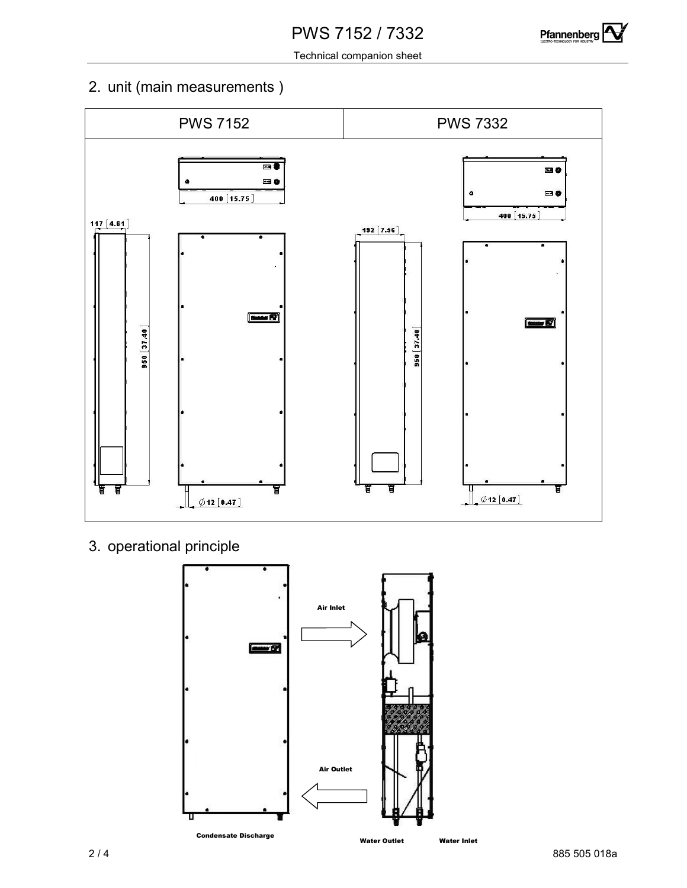## 2. unit (main measurements )

| PWS 7152 | PWS 7332 |
|---|---|
| 400 [15.75] | 400 [15.75] |
| 117 [4.61] | 192 [7.56] |
| 950 [37.40] | 950 [37.40] |
| ∅12 [0.47] | ∅12 [0.47] |

## 3. operational principle

Air Inlet

Air Outlet

Condensate Discharge

Water Outlet

Water Inlet

885 505 018a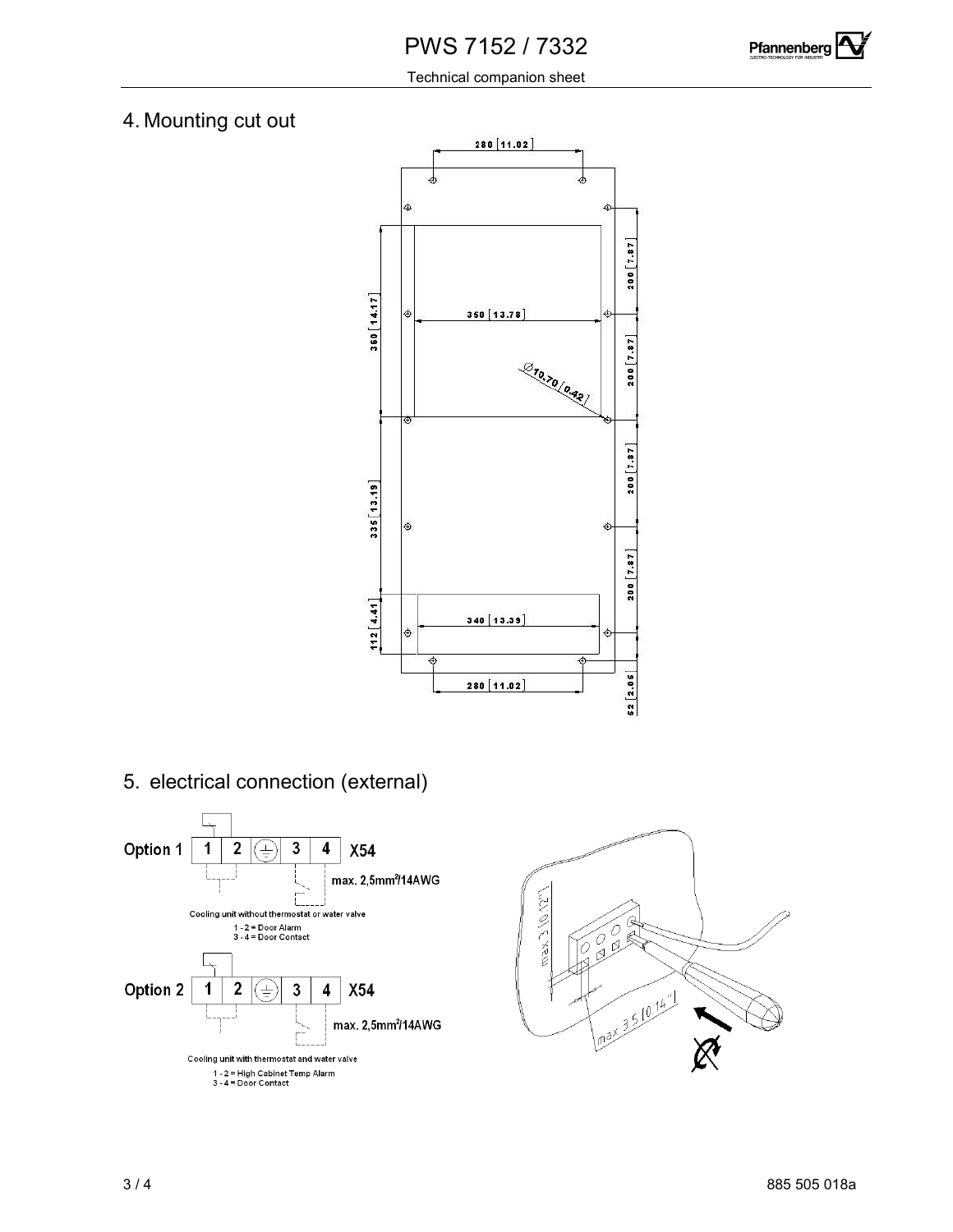## 4. Mounting cut out

## 5. electrical connection (external)

**Option 1** — X54 (1, 2, ⏚, 3, 4) — max. 2,5mm²/14AWG

Cooling unit without thermostat or water valve

1 - 2 = Door Alarm
3 - 4 = Door Contact

**Option 2** — X54 (1, 2, ⏚, 3, 4) — max. 2,5mm²/14AWG

Cooling unit with thermostat and water valve

1 - 2 = High Cabinet Temp Alarm
3 - 4 = Door Contact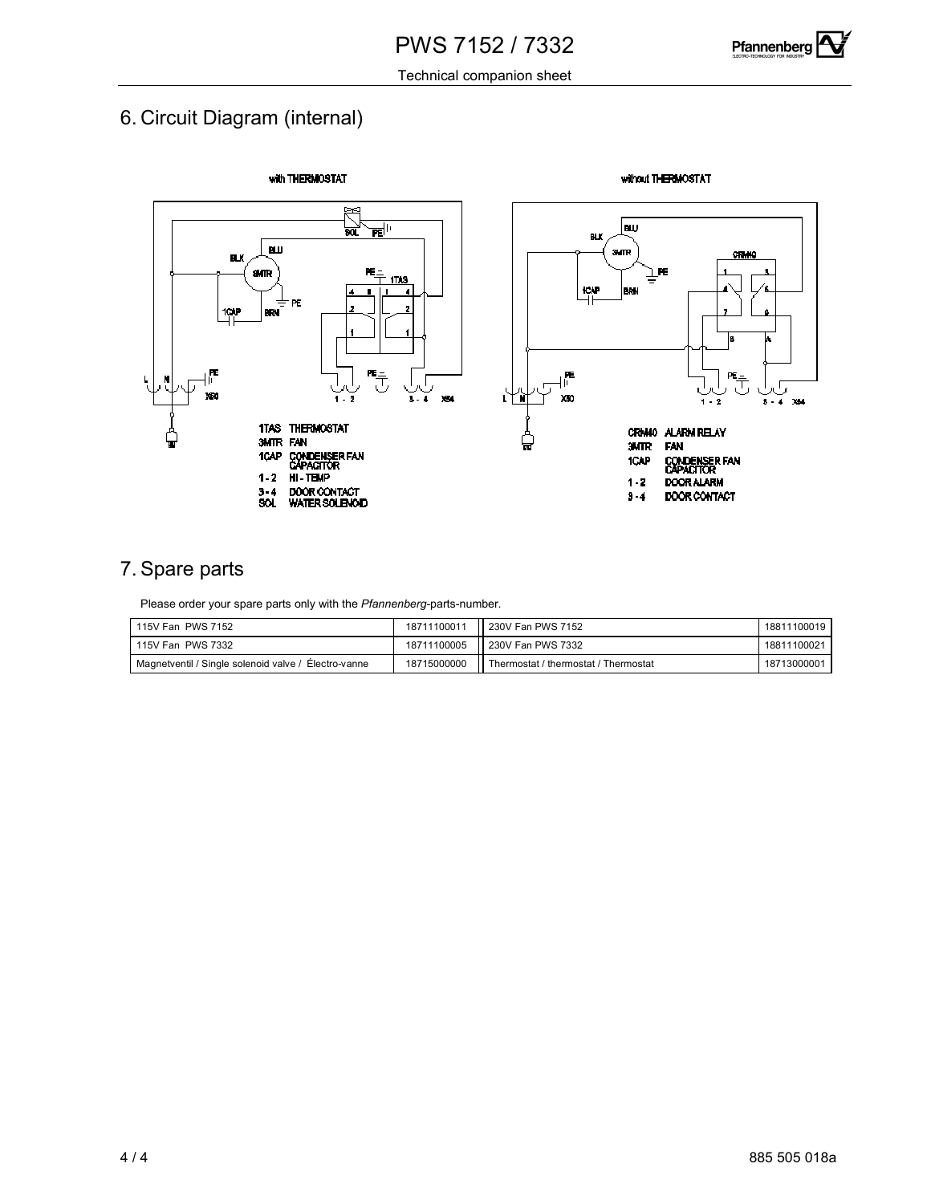## 6. Circuit Diagram (internal)

with THERMOSTAT

1TAS THERMOSTAT
3MTR FAN
1CAP CONDENSER FAN CAPACITOR
1 - 2 HI - TEMP
3 - 4 DOOR CONTACT
SOL WATER SOLENOID

without THERMOSTAT

CRM40 ALARM RELAY
3MTR FAN
1CAP CONDENSER FAN CAPACITOR
1 - 2 DOOR ALARM
3 - 4 DOOR CONTACT

## 7. Spare parts

Please order your spare parts only with the *Pfannenberg*-parts-number.

| | | | |
|---|---|---|---|
| 115V Fan PWS 7152 | 18711100011 | 230V Fan PWS 7152 | 18811100019 |
| 115V Fan PWS 7332 | 18711100005 | 230V Fan PWS 7332 | 18811100021 |
| Magnetventil / Single solenoid valve / Électro-vanne | 18715000000 | Thermostat / thermostat / Thermostat | 18713000001 |